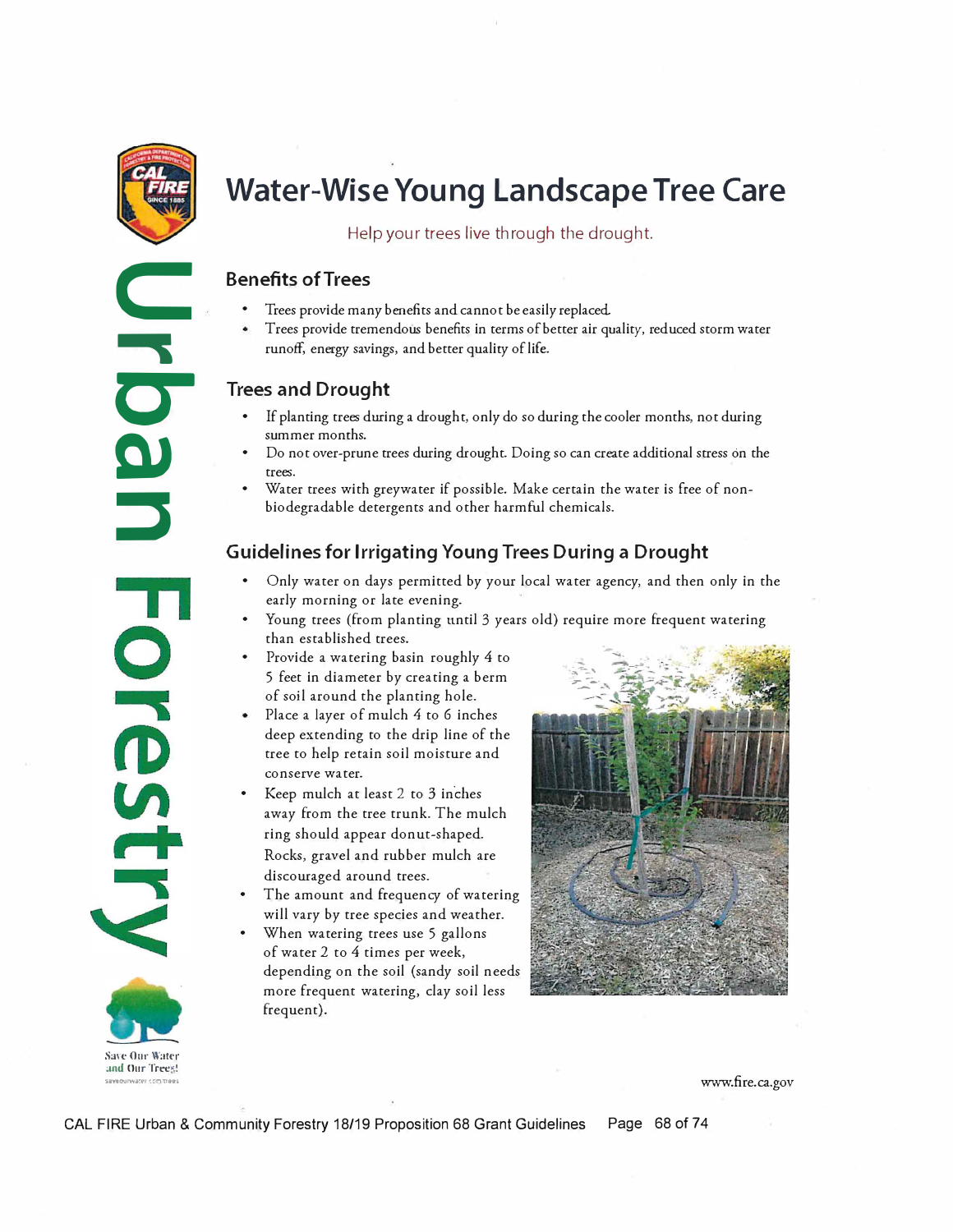# Water-Wise Young Landscape Tree Care

Help your trees live through the drought.

## Benefits of Trees

- Trees provide many benefits and cannot be easily replaced.
- Trees provide tremendous benefits in terms of better air quality, reduced storm water runoff, energy savings, and better quality of life.

## Trees and Drought

- If planting trees during a drought, only do so during the cooler months, not during summer months.
- Do not over-prune trees during drought. Doing so can create additional stress on the trees.
- Water trees with greywater if possible. Make certain the water is free of non-biodegradable detergents and other harmful chemicals.

## Guidelines for Irrigating Young Trees During a Drought

- Only water on days permitted by your local water agency, and then only in the early morning or late evening.
- Young trees (from planting until 3 years old) require more frequent watering than established trees.
- Provide a watering basin roughly 4 to 5 feet in diameter by creating a berm of soil around the planting hole.
- Place a layer of mulch 4 to 6 inches deep extending to the drip line of the tree to help retain soil moisture and conserve water.
- Keep mulch at least 2 to 3 inches away from the tree trunk. The mulch ring should appear donut-shaped. Rocks, gravel and rubber mulch are discouraged around trees.
- The amount and frequency of watering will vary by tree species and weather.
- When watering trees use 5 gallons of water 2 to 4 times per week, depending on the soil (sandy soil needs more frequent watering, clay soil less frequent).

Urban Forestry

Save Our Water and Our Trees!

www.fire.ca.gov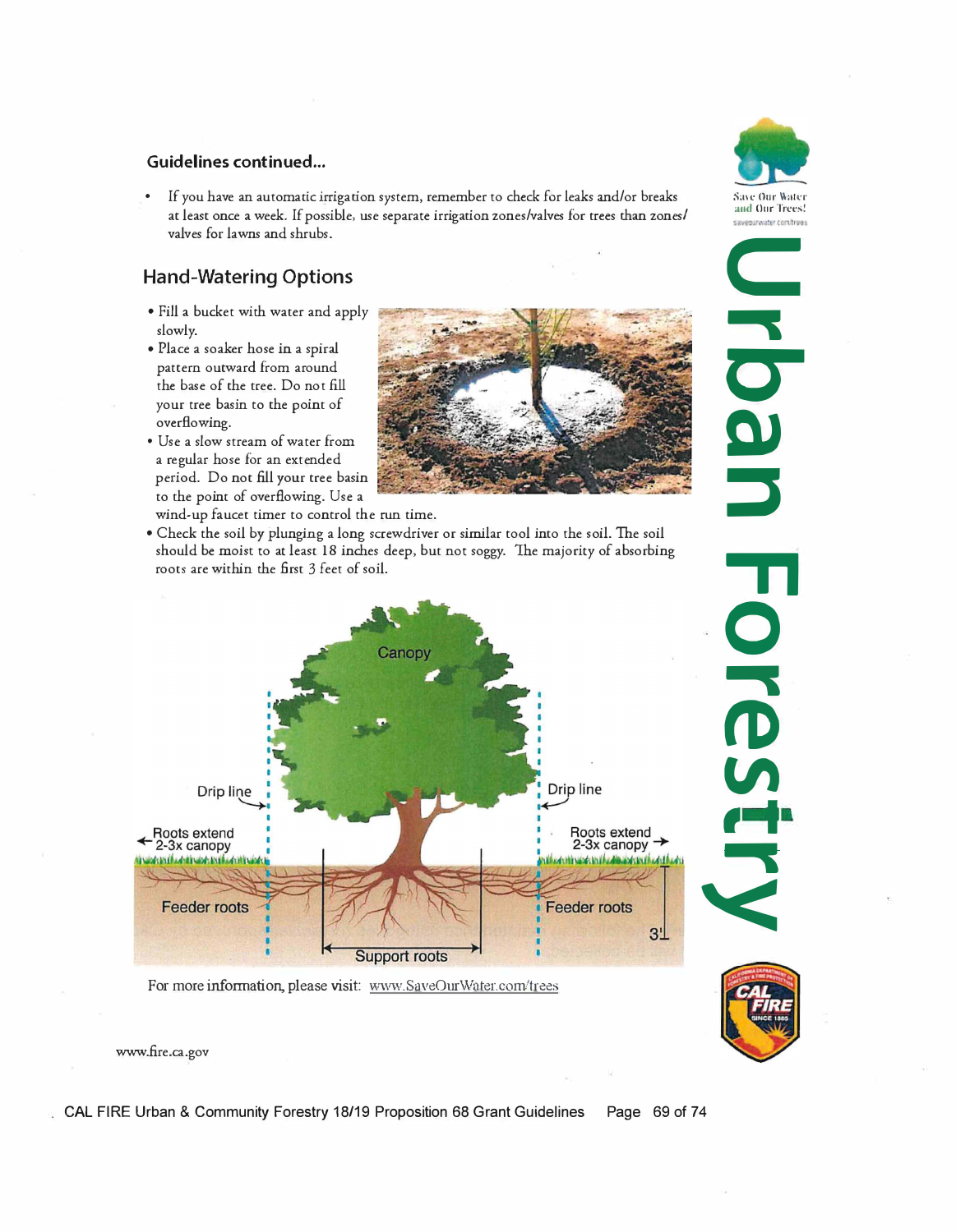**Guidelines continued...**

- If you have an automatic irrigation system, remember to check for leaks and/or breaks at least once a week. If possible, use separate irrigation zones/valves for trees than zones/ valves for lawns and shrubs.

## Hand-Watering Options

- Fill a bucket with water and apply slowly.
- Place a soaker hose in a spiral pattern outward from around the base of the tree. Do not fill your tree basin to the point of overflowing.
- Use a slow stream of water from a regular hose for an extended period. Do not fill your tree basin to the point of overflowing. Use a wind-up faucet timer to control the run time.
- Check the soil by plunging a long screwdriver or similar tool into the soil. The soil should be moist to at least 18 inches deep, but not soggy. The majority of absorbing roots are within the first 3 feet of soil.

Canopy

Drip line

Drip line

Roots extend 2-3x canopy

Roots extend 2-3x canopy

Feeder roots

Feeder roots

Support roots

3'

For more information, please visit: www.SaveOurWater.com/trees

Save Our Water and Our Trees!

saveourwater.com/trees

Urban Forestry

www.fire.ca.gov